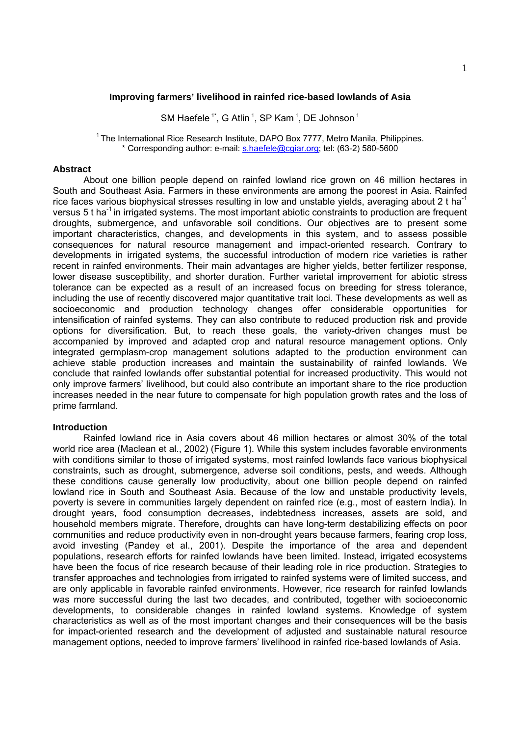# Improving farmers' livelihood in rainfed rice-based lowlands of Asia

SM Haefele [1*], G Atlin [1], SP Kam [1], DE Johnson [1]

[1] The International Rice Research Institute, DAPO Box 7777, Metro Manila, Philippines.
* Corresponding author: e-mail: s.haefele@cgiar.org; tel: (63-2) 580-5600

## Abstract

About one billion people depend on rainfed lowland rice grown on 46 million hectares in South and Southeast Asia. Farmers in these environments are among the poorest in Asia. Rainfed rice faces various biophysical stresses resulting in low and unstable yields, averaging about 2 t $ha^{-1}$ versus 5 t $ha^{-1}$ in irrigated systems. The most important abiotic constraints to production are frequent droughts, submergence, and unfavorable soil conditions. Our objectives are to present some important characteristics, changes, and developments in this system, and to assess possible consequences for natural resource management and impact-oriented research. Contrary to developments in irrigated systems, the successful introduction of modern rice varieties is rather recent in rainfed environments. Their main advantages are higher yields, better fertilizer response, lower disease susceptibility, and shorter duration. Further varietal improvement for abiotic stress tolerance can be expected as a result of an increased focus on breeding for stress tolerance, including the use of recently discovered major quantitative trait loci. These developments as well as socioeconomic and production technology changes offer considerable opportunities for intensification of rainfed systems. They can also contribute to reduced production risk and provide options for diversification. But, to reach these goals, the variety-driven changes must be accompanied by improved and adapted crop and natural resource management options. Only integrated germplasm-crop management solutions adapted to the production environment can achieve stable production increases and maintain the sustainability of rainfed lowlands. We conclude that rainfed lowlands offer substantial potential for increased productivity. This would not only improve farmers' livelihood, but could also contribute an important share to the rice production increases needed in the near future to compensate for high population growth rates and the loss of prime farmland.

## Introduction

Rainfed lowland rice in Asia covers about 46 million hectares or almost 30% of the total world rice area (Maclean et al., 2002) (Figure 1). While this system includes favorable environments with conditions similar to those of irrigated systems, most rainfed lowlands face various biophysical constraints, such as drought, submergence, adverse soil conditions, pests, and weeds. Although these conditions cause generally low productivity, about one billion people depend on rainfed lowland rice in South and Southeast Asia. Because of the low and unstable productivity levels, poverty is severe in communities largely dependent on rainfed rice (e.g., most of eastern India). In drought years, food consumption decreases, indebtedness increases, assets are sold, and household members migrate. Therefore, droughts can have long-term destabilizing effects on poor communities and reduce productivity even in non-drought years because farmers, fearing crop loss, avoid investing (Pandey et al., 2001). Despite the importance of the area and dependent populations, research efforts for rainfed lowlands have been limited. Instead, irrigated ecosystems have been the focus of rice research because of their leading role in rice production. Strategies to transfer approaches and technologies from irrigated to rainfed systems were of limited success, and are only applicable in favorable rainfed environments. However, rice research for rainfed lowlands was more successful during the last two decades, and contributed, together with socioeconomic developments, to considerable changes in rainfed lowland systems. Knowledge of system characteristics as well as of the most important changes and their consequences will be the basis for impact-oriented research and the development of adjusted and sustainable natural resource management options, needed to improve farmers' livelihood in rainfed rice-based lowlands of Asia.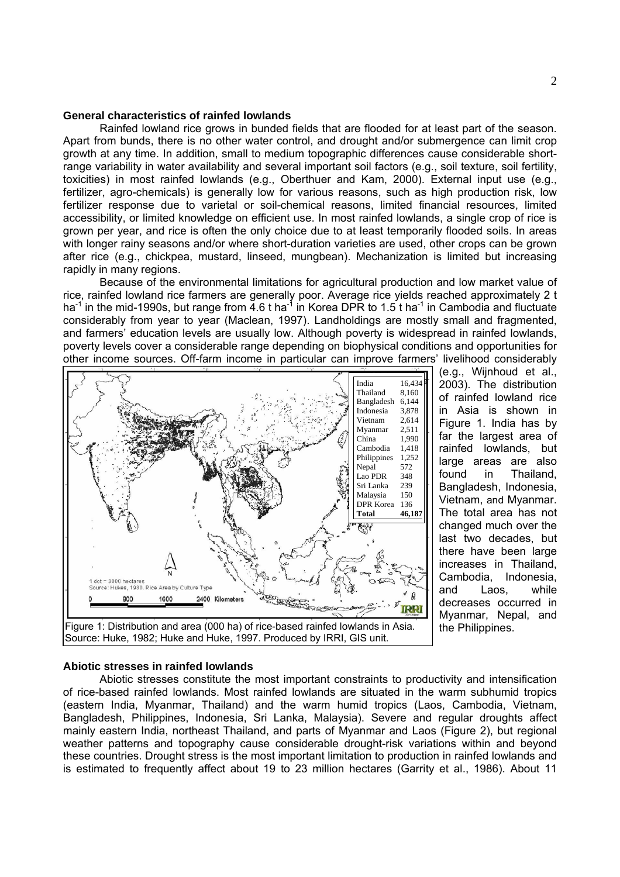### General characteristics of rainfed lowlands

Rainfed lowland rice grows in bunded fields that are flooded for at least part of the season. Apart from bunds, there is no other water control, and drought and/or submergence can limit crop growth at any time. In addition, small to medium topographic differences cause considerable short-range variability in water availability and several important soil factors (e.g., soil texture, soil fertility, toxicities) in most rainfed lowlands (e.g., Oberthuer and Kam, 2000). External input use (e.g., fertilizer, agro-chemicals) is generally low for various reasons, such as high production risk, low fertilizer response due to varietal or soil-chemical reasons, limited financial resources, limited accessibility, or limited knowledge on efficient use. In most rainfed lowlands, a single crop of rice is grown per year, and rice is often the only choice due to at least temporarily flooded soils. In areas with longer rainy seasons and/or where short-duration varieties are used, other crops can be grown after rice (e.g., chickpea, mustard, linseed, mungbean). Mechanization is limited but increasing rapidly in many regions.

Because of the environmental limitations for agricultural production and low market value of rice, rainfed lowland rice farmers are generally poor. Average rice yields reached approximately 2 t ha$^{-1}$ in the mid-1990s, but range from 4.6 t ha$^{-1}$ in Korea DPR to 1.5 t ha$^{-1}$ in Cambodia and fluctuate considerably from year to year (Maclean, 1997). Landholdings are mostly small and fragmented, and farmers' education levels are usually low. Although poverty is widespread in rainfed lowlands, poverty levels cover a considerable range depending on biophysical conditions and opportunities for other income sources. Off-farm income in particular can improve farmers' livelihood considerably (e.g., Wijnhoud et al., 2003). The distribution of rainfed lowland rice in Asia is shown in Figure 1. India has by far the largest area of rainfed lowlands, but large areas are also found in Thailand, Bangladesh, Indonesia, Vietnam, and Myanmar. The total area has not changed much over the last two decades, but there have been large increases in Thailand, Cambodia, Indonesia, and Laos, while decreases occurred in Myanmar, Nepal, and the Philippines.

| Country | Area |
|---|---|
| India | 16,434 |
| Thailand | 8,160 |
| Bangladesh | 6,144 |
| Indonesia | 3,878 |
| Vietnam | 2,614 |
| Myanmar | 2,511 |
| China | 1,990 |
| Cambodia | 1,418 |
| Philippines | 1,252 |
| Nepal | 572 |
| Lao PDR | 348 |
| Sri Lanka | 239 |
| Malaysia | 150 |
| DPR Korea | 136 |
| **Total** | **46,187** |

1 dot = 3000 hectares
Source: Hukes, 1980. Rice Area by Culture Type
0 800 1600 2400 Kilometers

Figure 1: Distribution and area (000 ha) of rice-based rainfed lowlands in Asia. Source: Huke, 1982; Huke and Huke, 1997. Produced by IRRI, GIS unit.

### Abiotic stresses in rainfed lowlands

Abiotic stresses constitute the most important constraints to productivity and intensification of rice-based rainfed lowlands. Most rainfed lowlands are situated in the warm subhumid tropics (eastern India, Myanmar, Thailand) and the warm humid tropics (Laos, Cambodia, Vietnam, Bangladesh, Philippines, Indonesia, Sri Lanka, Malaysia). Severe and regular droughts affect mainly eastern India, northeast Thailand, and parts of Myanmar and Laos (Figure 2), but regional weather patterns and topography cause considerable drought-risk variations within and beyond these countries. Drought stress is the most important limitation to production in rainfed lowlands and is estimated to frequently affect about 19 to 23 million hectares (Garrity et al., 1986). About 11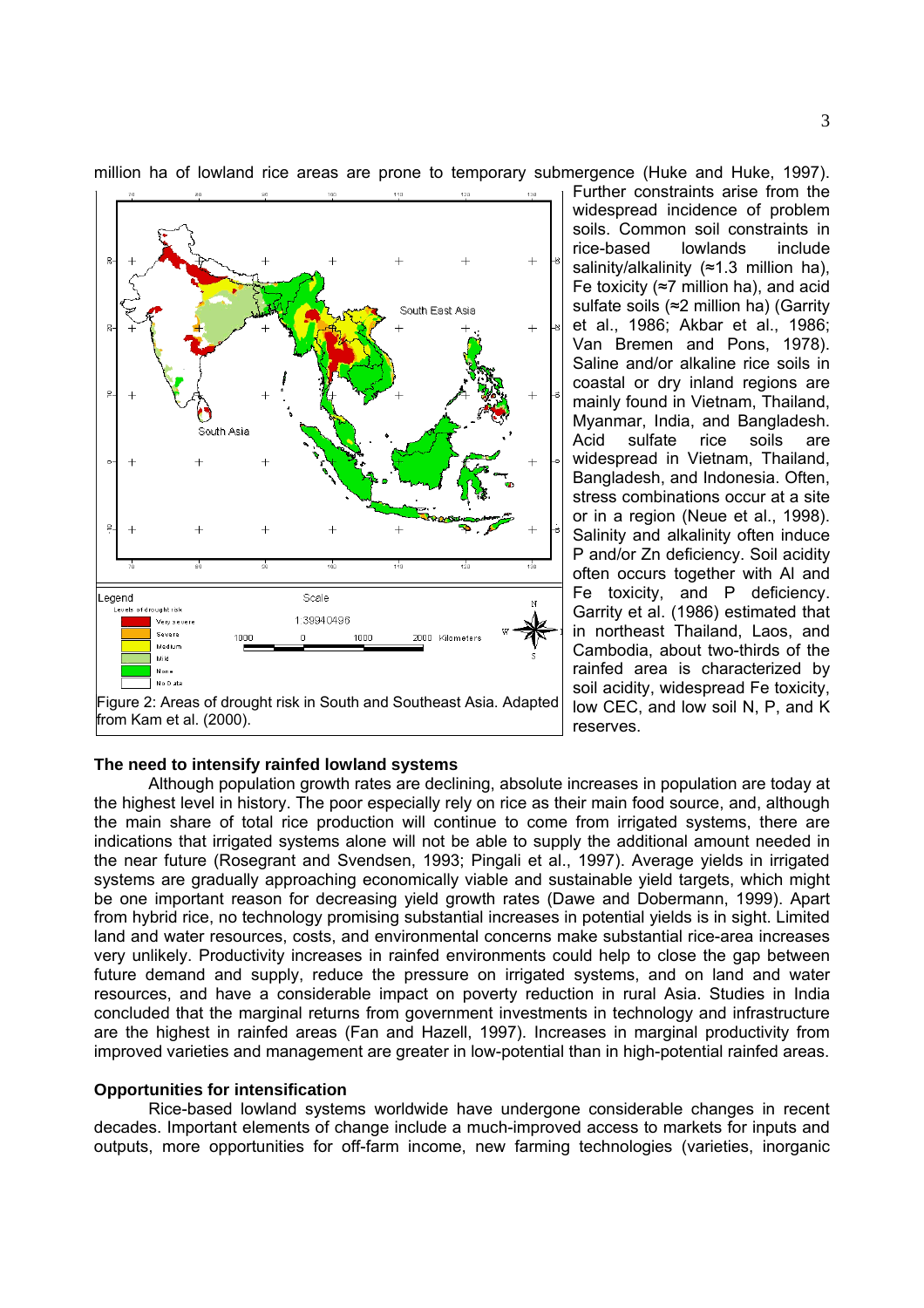million ha of lowland rice areas are prone to temporary submergence (Huke and Huke, 1997). Further constraints arise from the widespread incidence of problem soils. Common soil constraints in rice-based lowlands include salinity/alkalinity (≈1.3 million ha), Fe toxicity (≈7 million ha), and acid sulfate soils (≈2 million ha) (Garrity et al., 1986; Akbar et al., 1986; Van Bremen and Pons, 1978). Saline and/or alkaline rice soils in coastal or dry inland regions are mainly found in Vietnam, Thailand, Myanmar, India, and Bangladesh. Acid sulfate rice soils are widespread in Vietnam, Thailand, Bangladesh, and Indonesia. Often, stress combinations occur at a site or in a region (Neue et al., 1998). Salinity and alkalinity often induce P and/or Zn deficiency. Soil acidity often occurs together with Al and Fe toxicity, and P deficiency. Garrity et al. (1986) estimated that in northeast Thailand, Laos, and Cambodia, about two-thirds of the rainfed area is characterized by soil acidity, widespread Fe toxicity, low CEC, and low soil N, P, and K reserves.

Figure 2: Areas of drought risk in South and Southeast Asia. Adapted from Kam et al. (2000).

## The need to intensify rainfed lowland systems

Although population growth rates are declining, absolute increases in population are today at the highest level in history. The poor especially rely on rice as their main food source, and, although the main share of total rice production will continue to come from irrigated systems, there are indications that irrigated systems alone will not be able to supply the additional amount needed in the near future (Rosegrant and Svendsen, 1993; Pingali et al., 1997). Average yields in irrigated systems are gradually approaching economically viable and sustainable yield targets, which might be one important reason for decreasing yield growth rates (Dawe and Dobermann, 1999). Apart from hybrid rice, no technology promising substantial increases in potential yields is in sight. Limited land and water resources, costs, and environmental concerns make substantial rice-area increases very unlikely. Productivity increases in rainfed environments could help to close the gap between future demand and supply, reduce the pressure on irrigated systems, and on land and water resources, and have a considerable impact on poverty reduction in rural Asia. Studies in India concluded that the marginal returns from government investments in technology and infrastructure are the highest in rainfed areas (Fan and Hazell, 1997). Increases in marginal productivity from improved varieties and management are greater in low-potential than in high-potential rainfed areas.

## Opportunities for intensification

Rice-based lowland systems worldwide have undergone considerable changes in recent decades. Important elements of change include a much-improved access to markets for inputs and outputs, more opportunities for off-farm income, new farming technologies (varieties, inorganic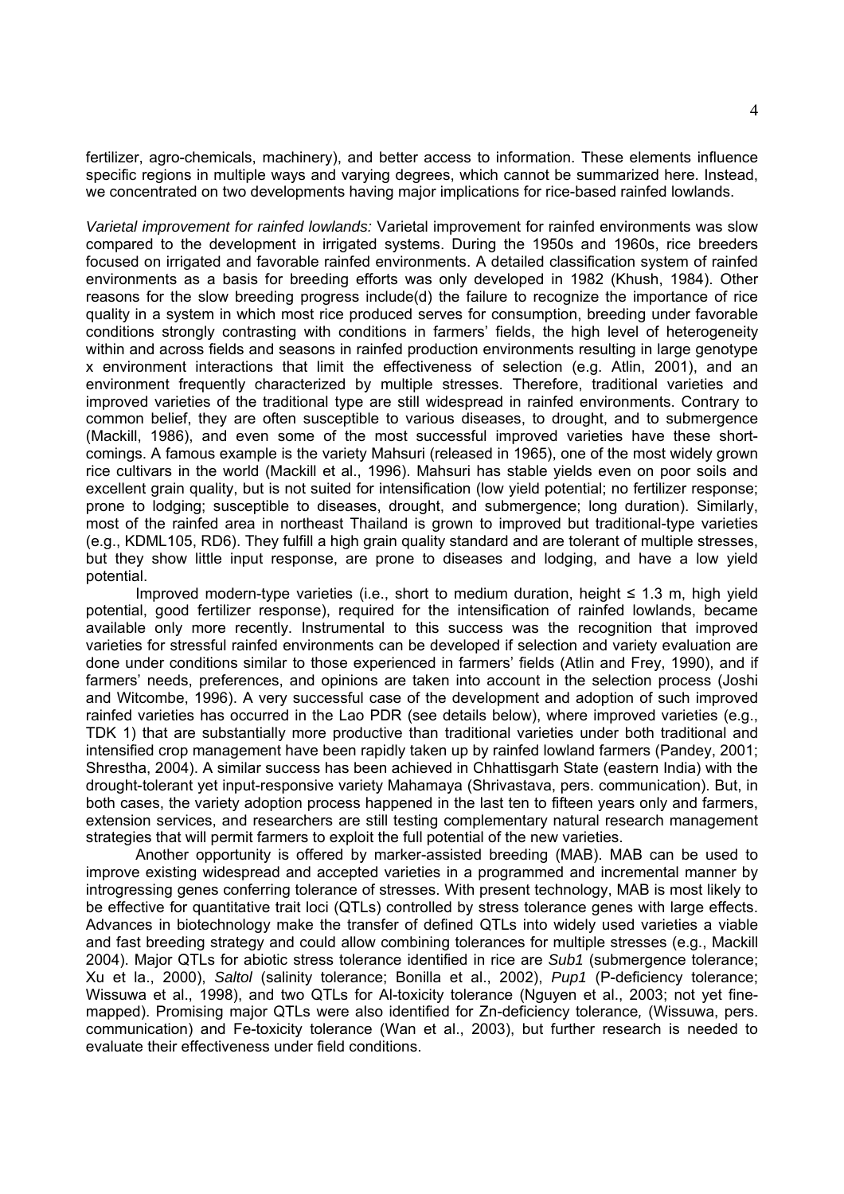fertilizer, agro-chemicals, machinery), and better access to information. These elements influence specific regions in multiple ways and varying degrees, which cannot be summarized here. Instead, we concentrated on two developments having major implications for rice-based rainfed lowlands.

*Varietal improvement for rainfed lowlands:* Varietal improvement for rainfed environments was slow compared to the development in irrigated systems. During the 1950s and 1960s, rice breeders focused on irrigated and favorable rainfed environments. A detailed classification system of rainfed environments as a basis for breeding efforts was only developed in 1982 (Khush, 1984). Other reasons for the slow breeding progress include(d) the failure to recognize the importance of rice quality in a system in which most rice produced serves for consumption, breeding under favorable conditions strongly contrasting with conditions in farmers' fields, the high level of heterogeneity within and across fields and seasons in rainfed production environments resulting in large genotype x environment interactions that limit the effectiveness of selection (e.g. Atlin, 2001), and an environment frequently characterized by multiple stresses. Therefore, traditional varieties and improved varieties of the traditional type are still widespread in rainfed environments. Contrary to common belief, they are often susceptible to various diseases, to drought, and to submergence (Mackill, 1986), and even some of the most successful improved varieties have these shortcomings. A famous example is the variety Mahsuri (released in 1965), one of the most widely grown rice cultivars in the world (Mackill et al., 1996). Mahsuri has stable yields even on poor soils and excellent grain quality, but is not suited for intensification (low yield potential; no fertilizer response; prone to lodging; susceptible to diseases, drought, and submergence; long duration). Similarly, most of the rainfed area in northeast Thailand is grown to improved but traditional-type varieties (e.g., KDML105, RD6). They fulfill a high grain quality standard and are tolerant of multiple stresses, but they show little input response, are prone to diseases and lodging, and have a low yield potential.

Improved modern-type varieties (i.e., short to medium duration, height ≤ 1.3 m, high yield potential, good fertilizer response), required for the intensification of rainfed lowlands, became available only more recently. Instrumental to this success was the recognition that improved varieties for stressful rainfed environments can be developed if selection and variety evaluation are done under conditions similar to those experienced in farmers' fields (Atlin and Frey, 1990), and if farmers' needs, preferences, and opinions are taken into account in the selection process (Joshi and Witcombe, 1996). A very successful case of the development and adoption of such improved rainfed varieties has occurred in the Lao PDR (see details below), where improved varieties (e.g., TDK 1) that are substantially more productive than traditional varieties under both traditional and intensified crop management have been rapidly taken up by rainfed lowland farmers (Pandey, 2001; Shrestha, 2004). A similar success has been achieved in Chhattisgarh State (eastern India) with the drought-tolerant yet input-responsive variety Mahamaya (Shrivastava, pers. communication). But, in both cases, the variety adoption process happened in the last ten to fifteen years only and farmers, extension services, and researchers are still testing complementary natural research management strategies that will permit farmers to exploit the full potential of the new varieties.

Another opportunity is offered by marker-assisted breeding (MAB). MAB can be used to improve existing widespread and accepted varieties in a programmed and incremental manner by introgressing genes conferring tolerance of stresses. With present technology, MAB is most likely to be effective for quantitative trait loci (QTLs) controlled by stress tolerance genes with large effects. Advances in biotechnology make the transfer of defined QTLs into widely used varieties a viable and fast breeding strategy and could allow combining tolerances for multiple stresses (e.g., Mackill 2004). Major QTLs for abiotic stress tolerance identified in rice are *Sub1* (submergence tolerance; Xu et la., 2000), *Saltol* (salinity tolerance; Bonilla et al., 2002), *Pup1* (P-deficiency tolerance; Wissuwa et al., 1998), and two QTLs for Al-toxicity tolerance (Nguyen et al., 2003; not yet fine-mapped). Promising major QTLs were also identified for Zn-deficiency tolerance, (Wissuwa, pers. communication) and Fe-toxicity tolerance (Wan et al., 2003), but further research is needed to evaluate their effectiveness under field conditions.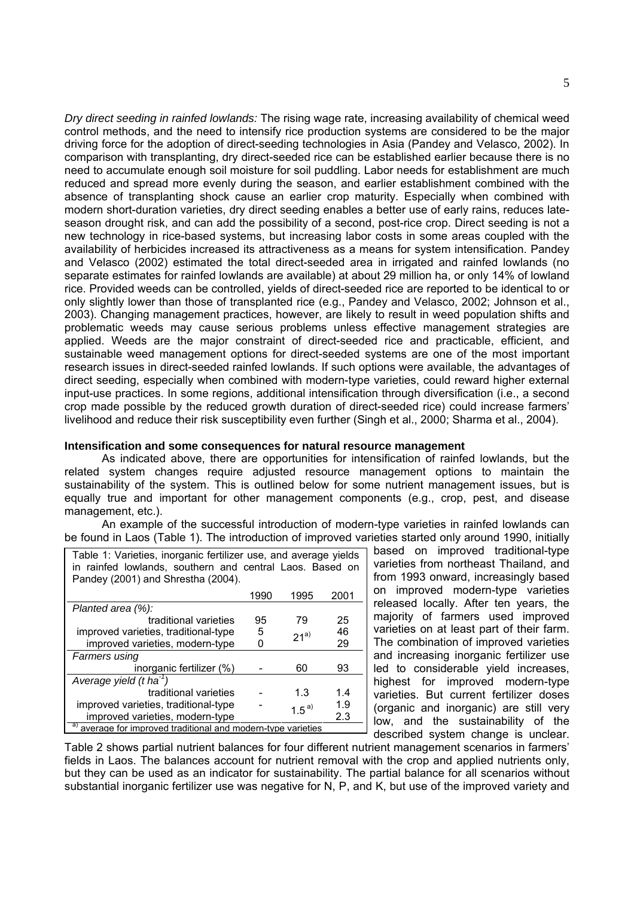*Dry direct seeding in rainfed lowlands:* The rising wage rate, increasing availability of chemical weed control methods, and the need to intensify rice production systems are considered to be the major driving force for the adoption of direct-seeding technologies in Asia (Pandey and Velasco, 2002). In comparison with transplanting, dry direct-seeded rice can be established earlier because there is no need to accumulate enough soil moisture for soil puddling. Labor needs for establishment are much reduced and spread more evenly during the season, and earlier establishment combined with the absence of transplanting shock cause an earlier crop maturity. Especially when combined with modern short-duration varieties, dry direct seeding enables a better use of early rains, reduces late-season drought risk, and can add the possibility of a second, post-rice crop. Direct seeding is not a new technology in rice-based systems, but increasing labor costs in some areas coupled with the availability of herbicides increased its attractiveness as a means for system intensification. Pandey and Velasco (2002) estimated the total direct-seeded area in irrigated and rainfed lowlands (no separate estimates for rainfed lowlands are available) at about 29 million ha, or only 14% of lowland rice. Provided weeds can be controlled, yields of direct-seeded rice are reported to be identical to or only slightly lower than those of transplanted rice (e.g., Pandey and Velasco, 2002; Johnson et al., 2003). Changing management practices, however, are likely to result in weed population shifts and problematic weeds may cause serious problems unless effective management strategies are applied. Weeds are the major constraint of direct-seeded rice and practicable, efficient, and sustainable weed management options for direct-seeded systems are one of the most important research issues in direct-seeded rainfed lowlands. If such options were available, the advantages of direct seeding, especially when combined with modern-type varieties, could reward higher external input-use practices. In some regions, additional intensification through diversification (i.e., a second crop made possible by the reduced growth duration of direct-seeded rice) could increase farmers' livelihood and reduce their risk susceptibility even further (Singh et al., 2000; Sharma et al., 2004).

**Intensification and some consequences for natural resource management**

As indicated above, there are opportunities for intensification of rainfed lowlands, but the related system changes require adjusted resource management options to maintain the sustainability of the system. This is outlined below for some nutrient management issues, but is equally true and important for other management components (e.g., crop, pest, and disease management, etc.).

An example of the successful introduction of modern-type varieties in rainfed lowlands can be found in Laos (Table 1). The introduction of improved varieties started only around 1990, initially based on improved traditional-type varieties from northeast Thailand, and from 1993 onward, increasingly based on improved modern-type varieties released locally. After ten years, the majority of farmers used improved varieties on at least part of their farm. The combination of improved varieties and increasing inorganic fertilizer use led to considerable yield increases, highest for improved modern-type varieties. But current fertilizer doses (organic and inorganic) are still very low, and the sustainability of the described system change is unclear. Table 2 shows partial nutrient balances for four different nutrient management scenarios in farmers' fields in Laos. The balances account for nutrient removal with the crop and applied nutrients only, but they can be used as an indicator for sustainability. The partial balance for all scenarios without substantial inorganic fertilizer use was negative for N, P, and K, but use of the improved variety and

Table 1: Varieties, inorganic fertilizer use, and average yields in rainfed lowlands, southern and central Laos. Based on Pandey (2001) and Shrestha (2004).

| | 1990 | 1995 | 2001 |
|---|---|---|---|
| *Planted area (%):* | | | |
| traditional varieties | 95 | 79 | 25 |
| improved varieties, traditional-type | 5 | 21[a] | 46 |
| improved varieties, modern-type | 0 | | 29 |
| *Farmers using* | | | |
| inorganic fertilizer (%) | - | 60 | 93 |
| *Average yield (t ha$^{-1}$)* | | | |
| traditional varieties | - | 1.3 | 1.4 |
| improved varieties, traditional-type | - | 1.5[a] | 1.9 |
| improved varieties, modern-type | | | 2.3 |

[a] average for improved traditional and modern-type varieties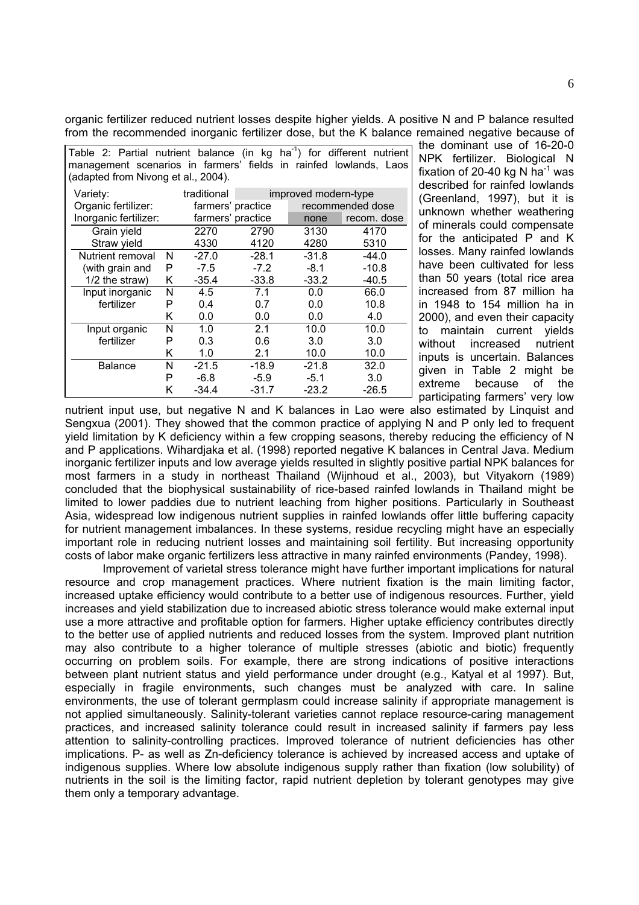organic fertilizer reduced nutrient losses despite higher yields. A positive N and P balance resulted from the recommended inorganic fertilizer dose, but the K balance remained negative because of the dominant use of 16-20-0 NPK fertilizer. Biological N fixation of 20-40 kg N $ha^{-1}$ was described for rainfed lowlands (Greenland, 1997), but it is unknown whether weathering of minerals could compensate for the anticipated P and K losses. Many rainfed lowlands have been cultivated for less than 50 years (total rice area increased from 87 million ha in 1948 to 154 million ha in 2000), and even their capacity to maintain current yields without increased nutrient inputs is uncertain. Balances given in Table 2 might be extreme because of the participating farmers' very low nutrient input use, but negative N and K balances in Lao were also estimated by Linquist and Sengxua (2001). They showed that the common practice of applying N and P only led to frequent yield limitation by K deficiency within a few cropping seasons, thereby reducing the efficiency of N and P applications. Wihardjaka et al. (1998) reported negative K balances in Central Java. Medium inorganic fertilizer inputs and low average yields resulted in slightly positive partial NPK balances for most farmers in a study in northeast Thailand (Wijnhoud et al., 2003), but Vityakorn (1989) concluded that the biophysical sustainability of rice-based rainfed lowlands in Thailand might be limited to lower paddies due to nutrient leaching from higher positions. Particularly in Southeast Asia, widespread low indigenous nutrient supplies in rainfed lowlands offer little buffering capacity for nutrient management imbalances. In these systems, residue recycling might have an especially important role in reducing nutrient losses and maintaining soil fertility. But increasing opportunity costs of labor make organic fertilizers less attractive in many rainfed environments (Pandey, 1998).

Table 2: Partial nutrient balance (in kg $ha^{-1}$) for different nutrient management scenarios in farmers' fields in rainfed lowlands, Laos (adapted from Nivong et al., 2004).

| Variety: | | traditional | improved modern-type | | |
|---|---|---|---|---|---|
| Organic fertilizer: | | farmers' practice | | recommended dose | |
| Inorganic fertilizer: | | farmers' practice | | none | recom. dose |
| Grain yield | | 2270 | 2790 | 3130 | 4170 |
| Straw yield | | 4330 | 4120 | 4280 | 5310 |
| Nutrient removal | N | -27.0 | -28.1 | -31.8 | -44.0 |
| (with grain and | P | -7.5 | -7.2 | -8.1 | -10.8 |
| 1/2 the straw) | K | -35.4 | -33.8 | -33.2 | -40.5 |
| Input inorganic | N | 4.5 | 7.1 | 0.0 | 66.0 |
| fertilizer | P | 0.4 | 0.7 | 0.0 | 10.8 |
| | K | 0.0 | 0.0 | 0.0 | 4.0 |
| Input organic | N | 1.0 | 2.1 | 10.0 | 10.0 |
| fertilizer | P | 0.3 | 0.6 | 3.0 | 3.0 |
| | K | 1.0 | 2.1 | 10.0 | 10.0 |
| Balance | N | -21.5 | -18.9 | -21.8 | 32.0 |
| | P | -6.8 | -5.9 | -5.1 | 3.0 |
| | K | -34.4 | -31.7 | -23.2 | -26.5 |

Improvement of varietal stress tolerance might have further important implications for natural resource and crop management practices. Where nutrient fixation is the main limiting factor, increased uptake efficiency would contribute to a better use of indigenous resources. Further, yield increases and yield stabilization due to increased abiotic stress tolerance would make external input use a more attractive and profitable option for farmers. Higher uptake efficiency contributes directly to the better use of applied nutrients and reduced losses from the system. Improved plant nutrition may also contribute to a higher tolerance of multiple stresses (abiotic and biotic) frequently occurring on problem soils. For example, there are strong indications of positive interactions between plant nutrient status and yield performance under drought (e.g., Katyal et al 1997). But, especially in fragile environments, such changes must be analyzed with care. In saline environments, the use of tolerant germplasm could increase salinity if appropriate management is not applied simultaneously. Salinity-tolerant varieties cannot replace resource-caring management practices, and increased salinity tolerance could result in increased salinity if farmers pay less attention to salinity-controlling practices. Improved tolerance of nutrient deficiencies has other implications. P- as well as Zn-deficiency tolerance is achieved by increased access and uptake of indigenous supplies. Where low absolute indigenous supply rather than fixation (low solubility) of nutrients in the soil is the limiting factor, rapid nutrient depletion by tolerant genotypes may give them only a temporary advantage.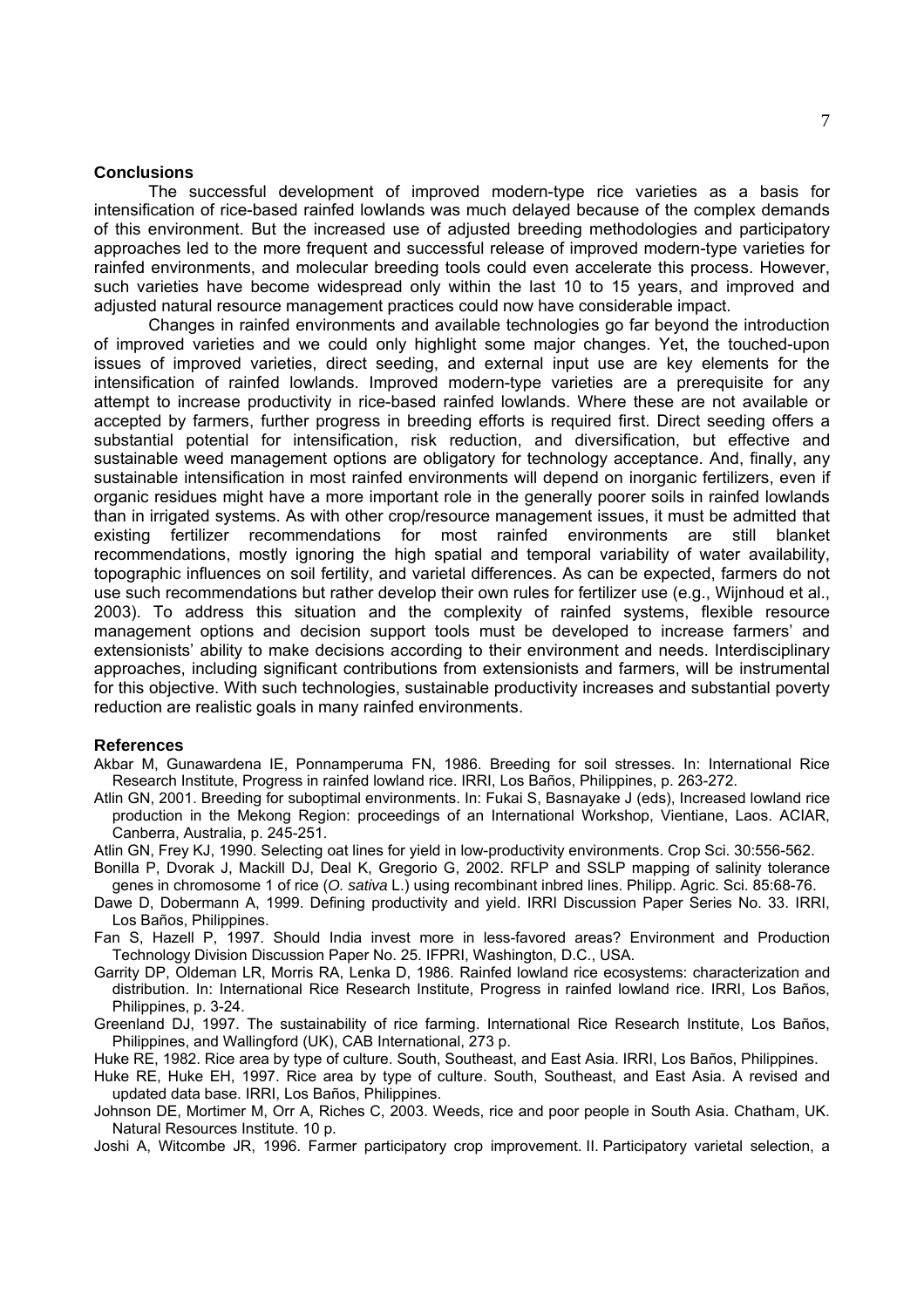## Conclusions

The successful development of improved modern-type rice varieties as a basis for intensification of rice-based rainfed lowlands was much delayed because of the complex demands of this environment. But the increased use of adjusted breeding methodologies and participatory approaches led to the more frequent and successful release of improved modern-type varieties for rainfed environments, and molecular breeding tools could even accelerate this process. However, such varieties have become widespread only within the last 10 to 15 years, and improved and adjusted natural resource management practices could now have considerable impact.

Changes in rainfed environments and available technologies go far beyond the introduction of improved varieties and we could only highlight some major changes. Yet, the touched-upon issues of improved varieties, direct seeding, and external input use are key elements for the intensification of rainfed lowlands. Improved modern-type varieties are a prerequisite for any attempt to increase productivity in rice-based rainfed lowlands. Where these are not available or accepted by farmers, further progress in breeding efforts is required first. Direct seeding offers a substantial potential for intensification, risk reduction, and diversification, but effective and sustainable weed management options are obligatory for technology acceptance. And, finally, any sustainable intensification in most rainfed environments will depend on inorganic fertilizers, even if organic residues might have a more important role in the generally poorer soils in rainfed lowlands than in irrigated systems. As with other crop/resource management issues, it must be admitted that existing fertilizer recommendations for most rainfed environments are still blanket recommendations, mostly ignoring the high spatial and temporal variability of water availability, topographic influences on soil fertility, and varietal differences. As can be expected, farmers do not use such recommendations but rather develop their own rules for fertilizer use (e.g., Wijnhoud et al., 2003). To address this situation and the complexity of rainfed systems, flexible resource management options and decision support tools must be developed to increase farmers' and extensionists' ability to make decisions according to their environment and needs. Interdisciplinary approaches, including significant contributions from extensionists and farmers, will be instrumental for this objective. With such technologies, sustainable productivity increases and substantial poverty reduction are realistic goals in many rainfed environments.

## References

Akbar M, Gunawardena IE, Ponnamperuma FN, 1986. Breeding for soil stresses. In: International Rice Research Institute, Progress in rainfed lowland rice. IRRI, Los Baños, Philippines, p. 263-272.

Atlin GN, 2001. Breeding for suboptimal environments. In: Fukai S, Basnayake J (eds), Increased lowland rice production in the Mekong Region: proceedings of an International Workshop, Vientiane, Laos. ACIAR, Canberra, Australia, p. 245-251.

Atlin GN, Frey KJ, 1990. Selecting oat lines for yield in low-productivity environments. Crop Sci. 30:556-562.

Bonilla P, Dvorak J, Mackill DJ, Deal K, Gregorio G, 2002. RFLP and SSLP mapping of salinity tolerance genes in chromosome 1 of rice (*O. sativa* L.) using recombinant inbred lines. Philipp. Agric. Sci. 85:68-76.

Dawe D, Dobermann A, 1999. Defining productivity and yield. IRRI Discussion Paper Series No. 33. IRRI, Los Baños, Philippines.

Fan S, Hazell P, 1997. Should India invest more in less-favored areas? Environment and Production Technology Division Discussion Paper No. 25. IFPRI, Washington, D.C., USA.

Garrity DP, Oldeman LR, Morris RA, Lenka D, 1986. Rainfed lowland rice ecosystems: characterization and distribution. In: International Rice Research Institute, Progress in rainfed lowland rice. IRRI, Los Baños, Philippines, p. 3-24.

Greenland DJ, 1997. The sustainability of rice farming. International Rice Research Institute, Los Baños, Philippines, and Wallingford (UK), CAB International, 273 p.

Huke RE, 1982. Rice area by type of culture. South, Southeast, and East Asia. IRRI, Los Baños, Philippines.

Huke RE, Huke EH, 1997. Rice area by type of culture. South, Southeast, and East Asia. A revised and updated data base. IRRI, Los Baños, Philippines.

Johnson DE, Mortimer M, Orr A, Riches C, 2003. Weeds, rice and poor people in South Asia. Chatham, UK. Natural Resources Institute. 10 p.

Joshi A, Witcombe JR, 1996. Farmer participatory crop improvement. II. Participatory varietal selection, a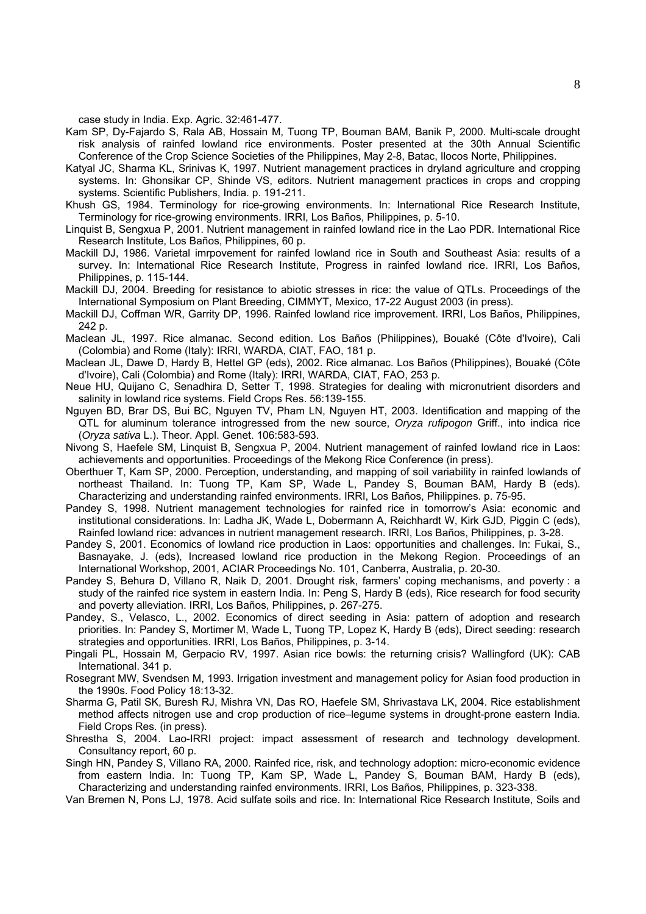case study in India. Exp. Agric. 32:461-477.

Kam SP, Dy-Fajardo S, Rala AB, Hossain M, Tuong TP, Bouman BAM, Banik P, 2000. Multi-scale drought risk analysis of rainfed lowland rice environments. Poster presented at the 30th Annual Scientific Conference of the Crop Science Societies of the Philippines, May 2-8, Batac, Ilocos Norte, Philippines.

Katyal JC, Sharma KL, Srinivas K, 1997. Nutrient management practices in dryland agriculture and cropping systems. In: Ghonsikar CP, Shinde VS, editors. Nutrient management practices in crops and cropping systems. Scientific Publishers, India. p. 191-211.

Khush GS, 1984. Terminology for rice-growing environments. In: International Rice Research Institute, Terminology for rice-growing environments. IRRI, Los Baños, Philippines, p. 5-10.

Linquist B, Sengxua P, 2001. Nutrient management in rainfed lowland rice in the Lao PDR. International Rice Research Institute, Los Baños, Philippines, 60 p.

Mackill DJ, 1986. Varietal imrpovement for rainfed lowland rice in South and Southeast Asia: results of a survey. In: International Rice Research Institute, Progress in rainfed lowland rice. IRRI, Los Baños, Philippines, p. 115-144.

Mackill DJ, 2004. Breeding for resistance to abiotic stresses in rice: the value of QTLs. Proceedings of the International Symposium on Plant Breeding, CIMMYT, Mexico, 17-22 August 2003 (in press).

Mackill DJ, Coffman WR, Garrity DP, 1996. Rainfed lowland rice improvement. IRRI, Los Baños, Philippines, 242 p.

Maclean JL, 1997. Rice almanac. Second edition. Los Baños (Philippines), Bouaké (Côte d'Ivoire), Cali (Colombia) and Rome (Italy): IRRI, WARDA, CIAT, FAO, 181 p.

Maclean JL, Dawe D, Hardy B, Hettel GP (eds), 2002. Rice almanac. Los Baños (Philippines), Bouaké (Côte d'Ivoire), Cali (Colombia) and Rome (Italy): IRRI, WARDA, CIAT, FAO, 253 p.

Neue HU, Quijano C, Senadhira D, Setter T, 1998. Strategies for dealing with micronutrient disorders and salinity in lowland rice systems. Field Crops Res. 56:139-155.

Nguyen BD, Brar DS, Bui BC, Nguyen TV, Pham LN, Nguyen HT, 2003. Identification and mapping of the QTL for aluminum tolerance introgressed from the new source, *Oryza rufipogon* Griff., into indica rice (*Oryza sativa* L.). Theor. Appl. Genet. 106:583-593.

Nivong S, Haefele SM, Linquist B, Sengxua P, 2004. Nutrient management of rainfed lowland rice in Laos: achievements and opportunities. Proceedings of the Mekong Rice Conference (in press).

Oberthuer T, Kam SP, 2000. Perception, understanding, and mapping of soil variability in rainfed lowlands of northeast Thailand. In: Tuong TP, Kam SP, Wade L, Pandey S, Bouman BAM, Hardy B (eds). Characterizing and understanding rainfed environments. IRRI, Los Baños, Philippines. p. 75-95.

Pandey S, 1998. Nutrient management technologies for rainfed rice in tomorrow's Asia: economic and institutional considerations. In: Ladha JK, Wade L, Dobermann A, Reichhardt W, Kirk GJD, Piggin C (eds), Rainfed lowland rice: advances in nutrient management research. IRRI, Los Baños, Philippines, p. 3-28.

Pandey S, 2001. Economics of lowland rice production in Laos: opportunities and challenges. In: Fukai, S., Basnayake, J. (eds), Increased lowland rice production in the Mekong Region. Proceedings of an International Workshop, 2001, ACIAR Proceedings No. 101, Canberra, Australia, p. 20-30.

Pandey S, Behura D, Villano R, Naik D, 2001. Drought risk, farmers' coping mechanisms, and poverty : a study of the rainfed rice system in eastern India. In: Peng S, Hardy B (eds), Rice research for food security and poverty alleviation. IRRI, Los Baños, Philippines, p. 267-275.

Pandey, S., Velasco, L., 2002. Economics of direct seeding in Asia: pattern of adoption and research priorities. In: Pandey S, Mortimer M, Wade L, Tuong TP, Lopez K, Hardy B (eds), Direct seeding: research strategies and opportunities. IRRI, Los Baños, Philippines, p. 3-14.

Pingali PL, Hossain M, Gerpacio RV, 1997. Asian rice bowls: the returning crisis? Wallingford (UK): CAB International. 341 p.

Rosegrant MW, Svendsen M, 1993. Irrigation investment and management policy for Asian food production in the 1990s. Food Policy 18:13-32.

Sharma G, Patil SK, Buresh RJ, Mishra VN, Das RO, Haefele SM, Shrivastava LK, 2004. Rice establishment method affects nitrogen use and crop production of rice–legume systems in drought-prone eastern India. Field Crops Res. (in press).

Shrestha S, 2004. Lao-IRRI project: impact assessment of research and technology development. Consultancy report, 60 p.

Singh HN, Pandey S, Villano RA, 2000. Rainfed rice, risk, and technology adoption: micro-economic evidence from eastern India. In: Tuong TP, Kam SP, Wade L, Pandey S, Bouman BAM, Hardy B (eds), Characterizing and understanding rainfed environments. IRRI, Los Baños, Philippines, p. 323-338.

Van Bremen N, Pons LJ, 1978. Acid sulfate soils and rice. In: International Rice Research Institute, Soils and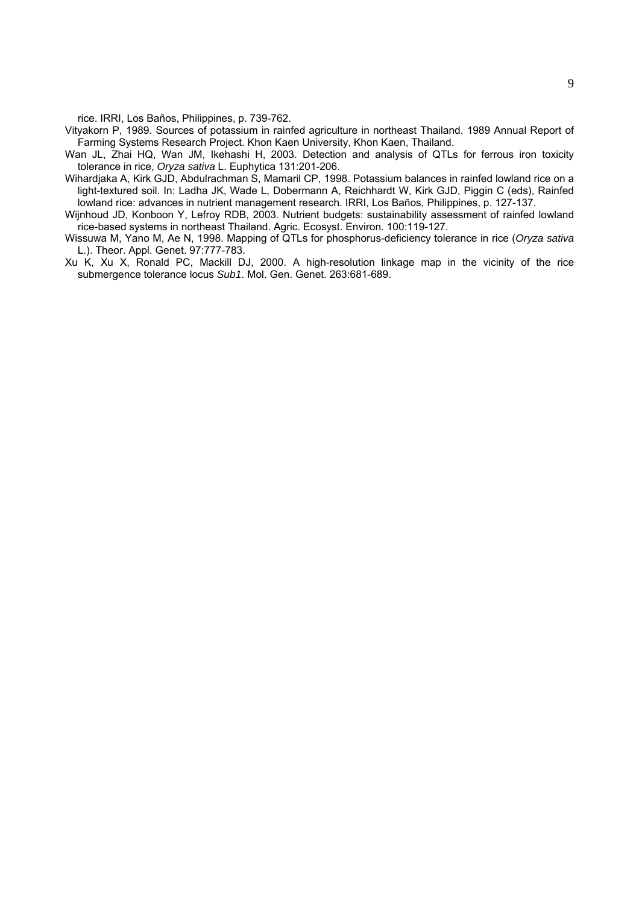rice. IRRI, Los Baños, Philippines, p. 739-762.

Vityakorn P, 1989. Sources of potassium in rainfed agriculture in northeast Thailand. 1989 Annual Report of Farming Systems Research Project. Khon Kaen University, Khon Kaen, Thailand.

Wan JL, Zhai HQ, Wan JM, Ikehashi H, 2003. Detection and analysis of QTLs for ferrous iron toxicity tolerance in rice, *Oryza sativa* L. Euphytica 131:201-206.

Wihardjaka A, Kirk GJD, Abdulrachman S, Mamaril CP, 1998. Potassium balances in rainfed lowland rice on a light-textured soil. In: Ladha JK, Wade L, Dobermann A, Reichhardt W, Kirk GJD, Piggin C (eds), Rainfed lowland rice: advances in nutrient management research. IRRI, Los Baños, Philippines, p. 127-137.

Wijnhoud JD, Konboon Y, Lefroy RDB, 2003. Nutrient budgets: sustainability assessment of rainfed lowland rice-based systems in northeast Thailand. Agric. Ecosyst. Environ. 100:119-127.

Wissuwa M, Yano M, Ae N, 1998. Mapping of QTLs for phosphorus-deficiency tolerance in rice (*Oryza sativa* L.). Theor. Appl. Genet. 97:777-783.

Xu K, Xu X, Ronald PC, Mackill DJ, 2000. A high-resolution linkage map in the vicinity of the rice submergence tolerance locus *Sub1*. Mol. Gen. Genet. 263:681-689.